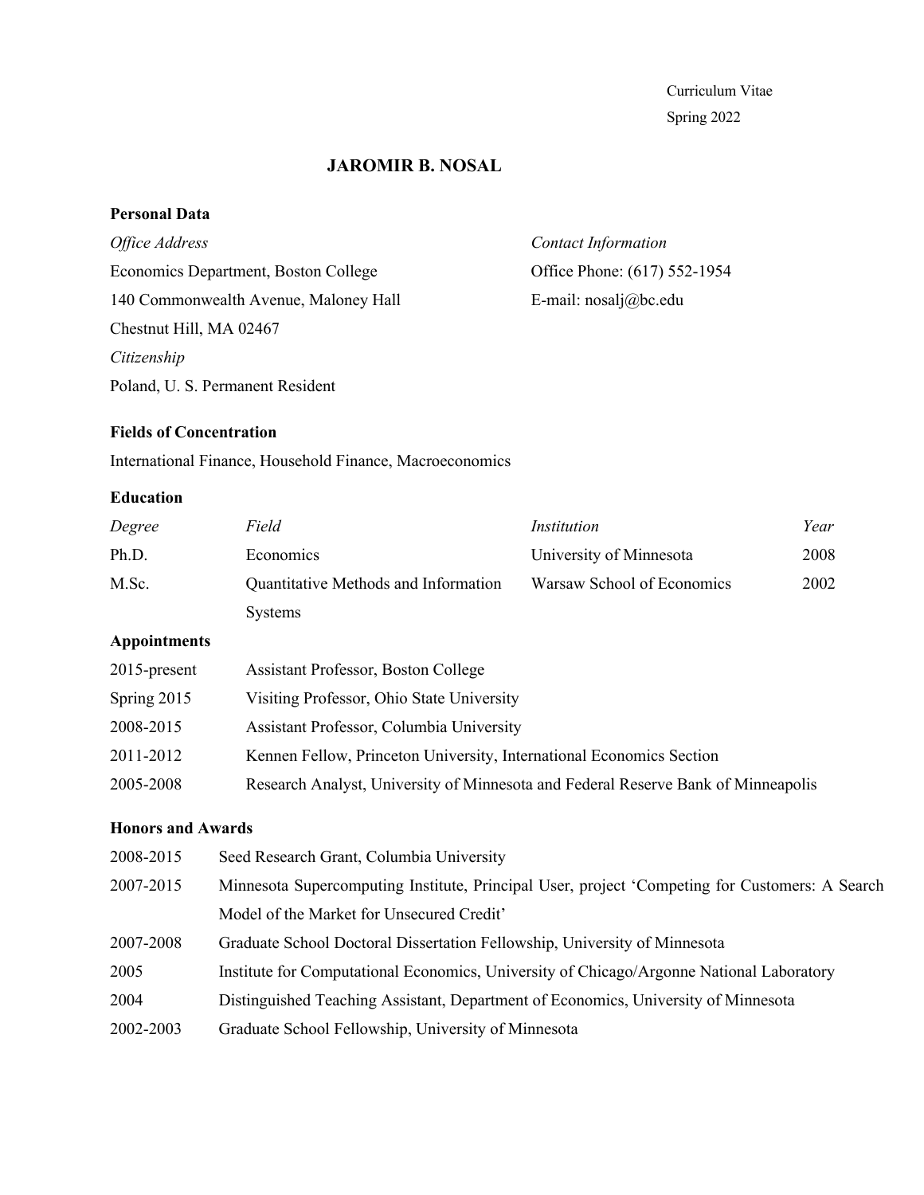Curriculum Vitae
Spring 2022

# JAROMIR B. NOSAL

## Personal Data

*Office Address*
Economics Department, Boston College
140 Commonwealth Avenue, Maloney Hall
Chestnut Hill, MA 02467

*Contact Information*
Office Phone: (617) 552-1954
E-mail: nosalj@bc.edu

*Citizenship*
Poland, U. S. Permanent Resident

## Fields of Concentration

International Finance, Household Finance, Macroeconomics

## Education

| *Degree* | *Field* | *Institution* | *Year* |
|---|---|---|---|
| Ph.D. | Economics | University of Minnesota | 2008 |
| M.Sc. | Quantitative Methods and Information Systems | Warsaw School of Economics | 2002 |

## Appointments

| | |
|---|---|
| 2015-present | Assistant Professor, Boston College |
| Spring 2015 | Visiting Professor, Ohio State University |
| 2008-2015 | Assistant Professor, Columbia University |
| 2011-2012 | Kennen Fellow, Princeton University, International Economics Section |
| 2005-2008 | Research Analyst, University of Minnesota and Federal Reserve Bank of Minneapolis |

## Honors and Awards

| | |
|---|---|
| 2008-2015 | Seed Research Grant, Columbia University |
| 2007-2015 | Minnesota Supercomputing Institute, Principal User, project 'Competing for Customers: A Search Model of the Market for Unsecured Credit' |
| 2007-2008 | Graduate School Doctoral Dissertation Fellowship, University of Minnesota |
| 2005 | Institute for Computational Economics, University of Chicago/Argonne National Laboratory |
| 2004 | Distinguished Teaching Assistant, Department of Economics, University of Minnesota |
| 2002-2003 | Graduate School Fellowship, University of Minnesota |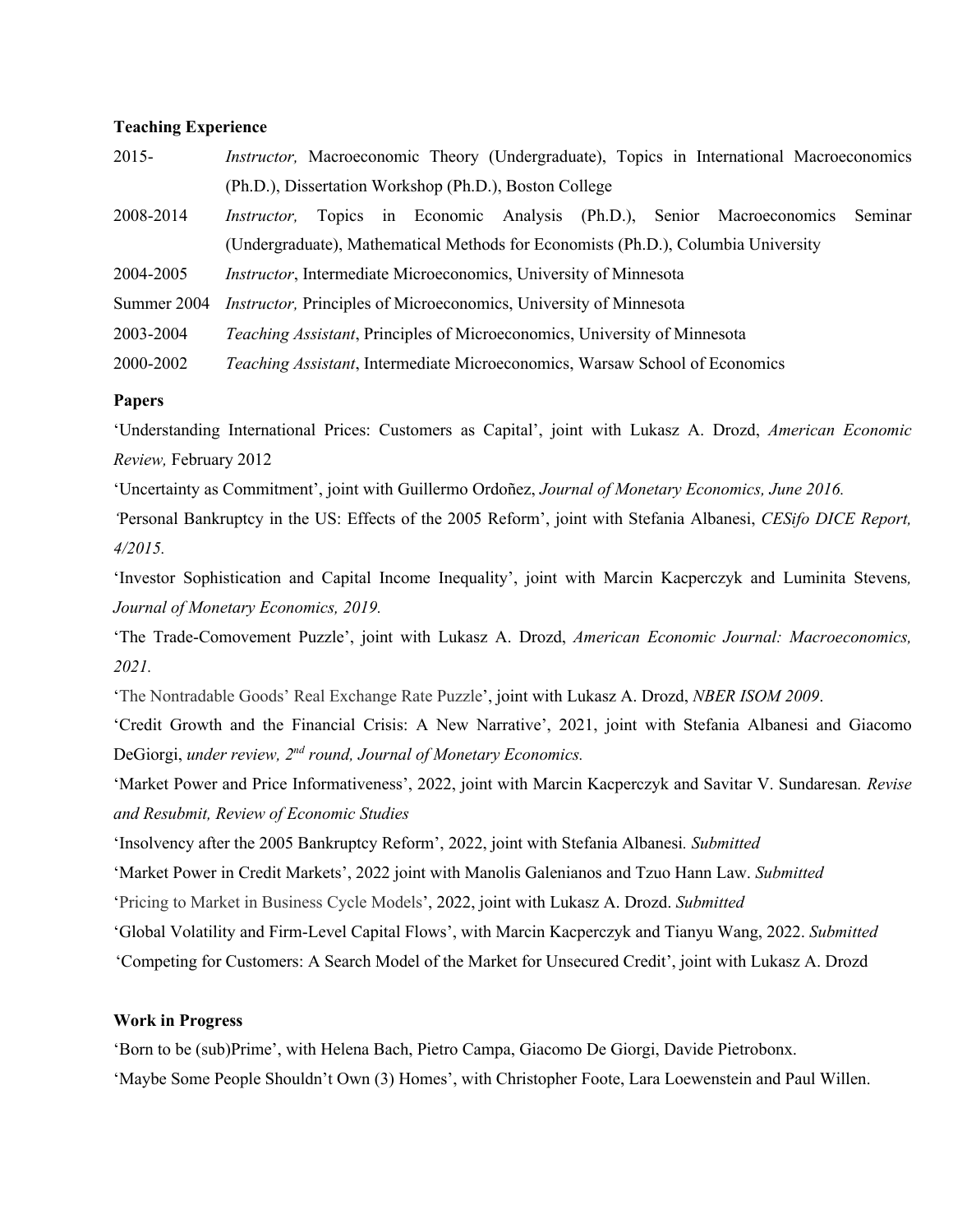**Teaching Experience**

| | |
|---|---|
| 2015- | *Instructor,* Macroeconomic Theory (Undergraduate), Topics in International Macroeconomics (Ph.D.), Dissertation Workshop (Ph.D.), Boston College |
| 2008-2014 | *Instructor,* Topics in Economic Analysis (Ph.D.), Senior Macroeconomics Seminar (Undergraduate), Mathematical Methods for Economists (Ph.D.), Columbia University |
| 2004-2005 | *Instructor*, Intermediate Microeconomics, University of Minnesota |
| Summer 2004 | *Instructor,* Principles of Microeconomics, University of Minnesota |
| 2003-2004 | *Teaching Assistant*, Principles of Microeconomics, University of Minnesota |
| 2000-2002 | *Teaching Assistant*, Intermediate Microeconomics, Warsaw School of Economics |

**Papers**

'Understanding International Prices: Customers as Capital', joint with Lukasz A. Drozd, *American Economic Review,* February 2012

'Uncertainty as Commitment', joint with Guillermo Ordoñez, *Journal of Monetary Economics, June 2016.*

'Personal Bankruptcy in the US: Effects of the 2005 Reform', joint with Stefania Albanesi, *CESifo DICE Report, 4/2015.*

'Investor Sophistication and Capital Income Inequality', joint with Marcin Kacperczyk and Luminita Stevens*, Journal of Monetary Economics, 2019.*

'The Trade-Comovement Puzzle', joint with Lukasz A. Drozd, *American Economic Journal: Macroeconomics, 2021.*

'The Nontradable Goods' Real Exchange Rate Puzzle', joint with Lukasz A. Drozd, *NBER ISOM 2009*.

'Credit Growth and the Financial Crisis: A New Narrative', 2021, joint with Stefania Albanesi and Giacomo DeGiorgi, *under review, 2nd round, Journal of Monetary Economics.*

'Market Power and Price Informativeness', 2022, joint with Marcin Kacperczyk and Savitar V. Sundaresan*. Revise and Resubmit, Review of Economic Studies*

'Insolvency after the 2005 Bankruptcy Reform', 2022, joint with Stefania Albanesi*. Submitted*

'Market Power in Credit Markets', 2022 joint with Manolis Galenianos and Tzuo Hann Law. *Submitted*

'Pricing to Market in Business Cycle Models', 2022, joint with Lukasz A. Drozd. *Submitted*

'Global Volatility and Firm-Level Capital Flows', with Marcin Kacperczyk and Tianyu Wang, 2022. *Submitted*

'Competing for Customers: A Search Model of the Market for Unsecured Credit', joint with Lukasz A. Drozd

**Work in Progress**

'Born to be (sub)Prime', with Helena Bach, Pietro Campa, Giacomo De Giorgi, Davide Pietrobonx.

'Maybe Some People Shouldn't Own (3) Homes', with Christopher Foote, Lara Loewenstein and Paul Willen.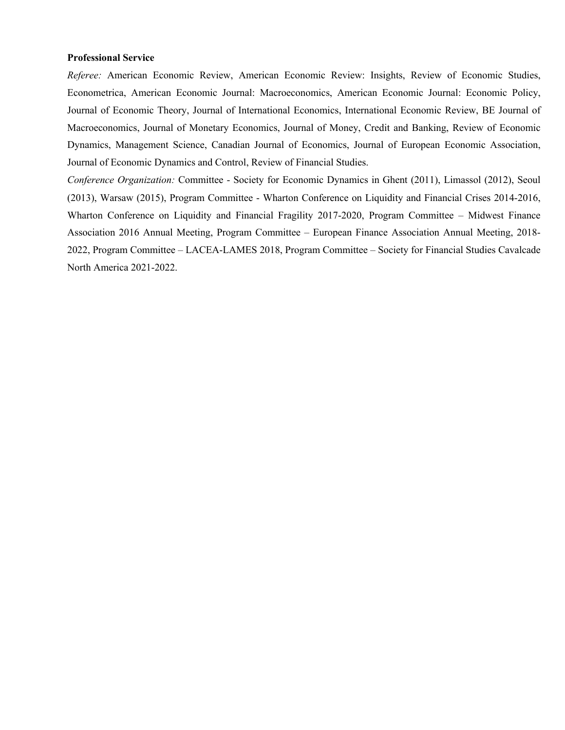**Professional Service**

*Referee:* American Economic Review, American Economic Review: Insights, Review of Economic Studies, Econometrica, American Economic Journal: Macroeconomics, American Economic Journal: Economic Policy, Journal of Economic Theory, Journal of International Economics, International Economic Review, BE Journal of Macroeconomics, Journal of Monetary Economics, Journal of Money, Credit and Banking, Review of Economic Dynamics, Management Science, Canadian Journal of Economics, Journal of European Economic Association, Journal of Economic Dynamics and Control, Review of Financial Studies.

*Conference Organization:* Committee - Society for Economic Dynamics in Ghent (2011), Limassol (2012), Seoul (2013), Warsaw (2015), Program Committee - Wharton Conference on Liquidity and Financial Crises 2014-2016, Wharton Conference on Liquidity and Financial Fragility 2017-2020, Program Committee – Midwest Finance Association 2016 Annual Meeting, Program Committee – European Finance Association Annual Meeting, 2018-2022, Program Committee – LACEA-LAMES 2018, Program Committee – Society for Financial Studies Cavalcade North America 2021-2022.